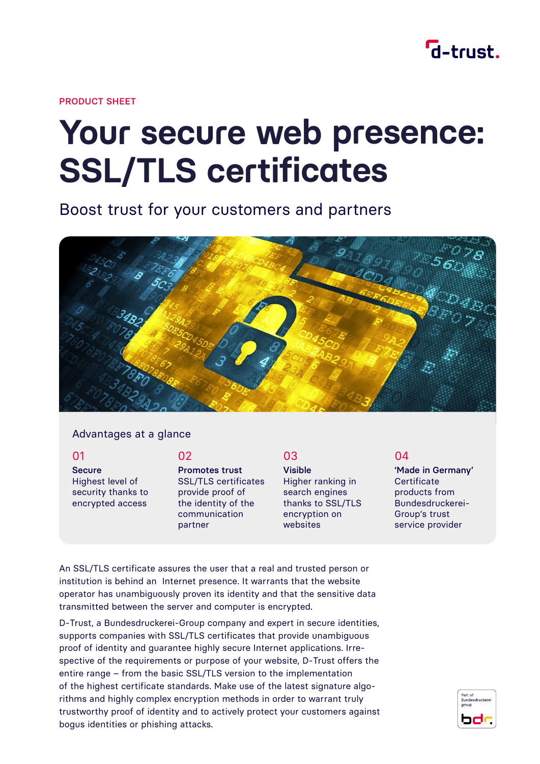PRODUCT SHEET

# Your secure web presence: SSL/TLS certificates

## Boost trust for your customers and partners

### Advantages at a glance

01
**Secure**
Highest level of security thanks to encrypted access

02
**Promotes trust**
SSL/TLS certificates provide proof of the identity of the communication partner

03
**Visible**
Higher ranking in search engines thanks to SSL/TLS encryption on websites

04
**'Made in Germany'**
Certificate products from Bundesdruckerei-Group's trust service provider

An SSL/TLS certificate assures the user that a real and trusted person or institution is behind an Internet presence. It warrants that the website operator has unambiguously proven its identity and that the sensitive data transmitted between the server and computer is encrypted.

D-Trust, a Bundesdruckerei-Group company and expert in secure identities, supports companies with SSL/TLS certificates that provide unambiguous proof of identity and guarantee highly secure Internet applications. Irrespective of the requirements or purpose of your website, D-Trust offers the entire range – from the basic SSL/TLS version to the implementation of the highest certificate standards. Make use of the latest signature algorithms and highly complex encryption methods in order to warrant truly trustworthy proof of identity and to actively protect your customers against bogus identities or phishing attacks.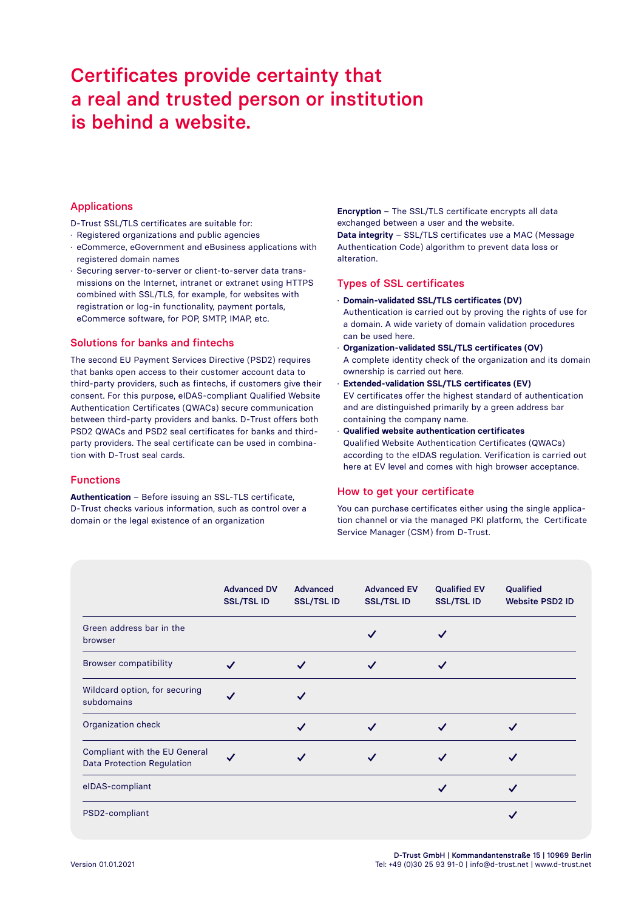# Certificates provide certainty that a real and trusted person or institution is behind a website.

## Applications

D-Trust SSL/TLS certificates are suitable for:

- Registered organizations and public agencies
- eCommerce, eGovernment and eBusiness applications with registered domain names
- Securing server-to-server or client-to-server data transmissions on the Internet, intranet or extranet using HTTPS combined with SSL/TLS, for example, for websites with registration or log-in functionality, payment portals, eCommerce software, for POP, SMTP, IMAP, etc.

## Solutions for banks and fintechs

The second EU Payment Services Directive (PSD2) requires that banks open access to their customer account data to third-party providers, such as fintechs, if customers give their consent. For this purpose, eIDAS-compliant Qualified Website Authentication Certificates (QWACs) secure communication between third-party providers and banks. D-Trust offers both PSD2 QWACs and PSD2 seal certificates for banks and third-party providers. The seal certificate can be used in combination with D-Trust seal cards.

## Functions

**Authentication** – Before issuing an SSL-TLS certificate, D-Trust checks various information, such as control over a domain or the legal existence of an organization

**Encryption** – The SSL/TLS certificate encrypts all data exchanged between a user and the website.

**Data integrity** – SSL/TLS certificates use a MAC (Message Authentication Code) algorithm to prevent data loss or alteration.

## Types of SSL certificates

- **Domain-validated SSL/TLS certificates (DV)**
  Authentication is carried out by proving the rights of use for a domain. A wide variety of domain validation procedures can be used here.
- **Organization-validated SSL/TLS certificates (OV)**
  A complete identity check of the organization and its domain ownership is carried out here.
- **Extended-validation SSL/TLS certificates (EV)**
  EV certificates offer the highest standard of authentication and are distinguished primarily by a green address bar containing the company name.
- **Qualified website authentication certificates**
  Qualified Website Authentication Certificates (QWACs) according to the eIDAS regulation. Verification is carried out here at EV level and comes with high browser acceptance.

## How to get your certificate

You can purchase certificates either using the single application channel or via the managed PKI platform, the Certificate Service Manager (CSM) from D-Trust.

| | Advanced DV SSL/TSL ID | Advanced SSL/TSL ID | Advanced EV SSL/TSL ID | Qualified EV SSL/TSL ID | Qualified Website PSD2 ID |
|---|---|---|---|---|---|
| Green address bar in the browser | | | ✓ | ✓ | |
| Browser compatibility | ✓ | ✓ | ✓ | ✓ | |
| Wildcard option, for securing subdomains | ✓ | ✓ | | | |
| Organization check | | ✓ | ✓ | ✓ | ✓ |
| Compliant with the EU General Data Protection Regulation | ✓ | ✓ | ✓ | ✓ | ✓ |
| eIDAS-compliant | | | | ✓ | ✓ |
| PSD2-compliant | | | | | ✓ |

Version 01.01.2021

**D-Trust GmbH | Kommandantenstraße 15 | 10969 Berlin**
Tel: +49 (0)30 25 93 91-0 | info@d-trust.net | www.d-trust.net